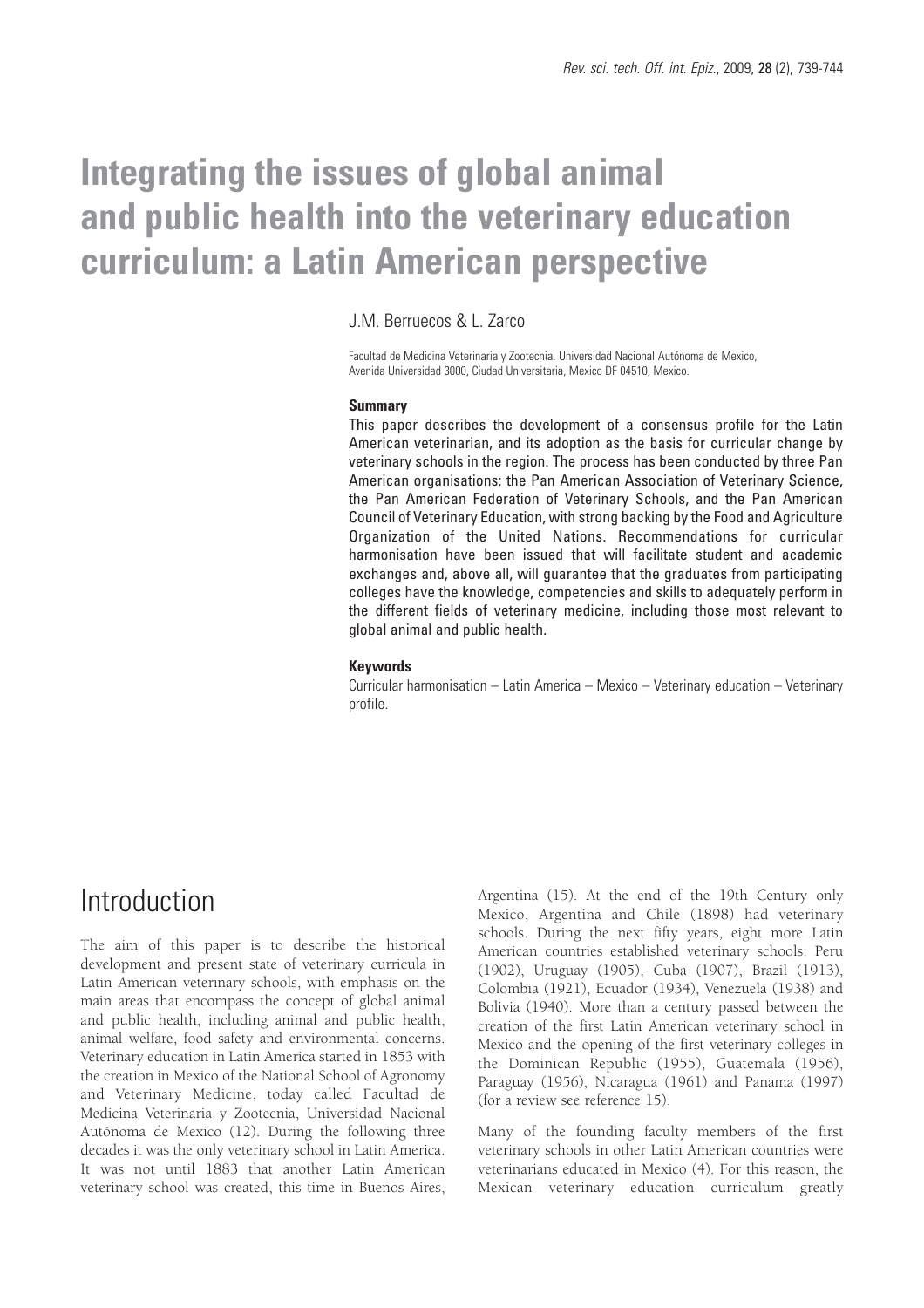# Integrating the issues of global animal and public health into the veterinary education curriculum: a Latin American perspective

J.M. Berruecos & L. Zarco

Facultad de Medicina Veterinaria y Zootecnia. Universidad Nacional Autónoma de Mexico, Avenida Universidad 3000, Ciudad Universitaria, Mexico DF 04510, Mexico.

### Summary

This paper describes the development of a consensus profile for the Latin American veterinarian, and its adoption as the basis for curricular change by veterinary schools in the region. The process has been conducted by three Pan American organisations: the Pan American Association of Veterinary Science, the Pan American Federation of Veterinary Schools, and the Pan American Council of Veterinary Education, with strong backing by the Food and Agriculture Organization of the United Nations. Recommendations for curricular harmonisation have been issued that will facilitate student and academic exchanges and, above all, will guarantee that the graduates from participating colleges have the knowledge, competencies and skills to adequately perform in the different fields of veterinary medicine, including those most relevant to global animal and public health.

### Keywords

Curricular harmonisation – Latin America – Mexico – Veterinary education – Veterinary profile.

## Introduction

The aim of this paper is to describe the historical development and present state of veterinary curricula in Latin American veterinary schools, with emphasis on the main areas that encompass the concept of global animal and public health, including animal and public health, animal welfare, food safety and environmental concerns. Veterinary education in Latin America started in 1853 with the creation in Mexico of the National School of Agronomy and Veterinary Medicine, today called Facultad de Medicina Veterinaria y Zootecnia, Universidad Nacional Autónoma de Mexico (12). During the following three decades it was the only veterinary school in Latin America. It was not until 1883 that another Latin American veterinary school was created, this time in Buenos Aires, Argentina (15). At the end of the 19th Century only Mexico, Argentina and Chile (1898) had veterinary schools. During the next fifty years, eight more Latin American countries established veterinary schools: Peru (1902), Uruguay (1905), Cuba (1907), Brazil (1913), Colombia (1921), Ecuador (1934), Venezuela (1938) and Bolivia (1940). More than a century passed between the creation of the first Latin American veterinary school in Mexico and the opening of the first veterinary colleges in the Dominican Republic (1955), Guatemala (1956), Paraguay (1956), Nicaragua (1961) and Panama (1997) (for a review see reference 15).

Many of the founding faculty members of the first veterinary schools in other Latin American countries were veterinarians educated in Mexico (4). For this reason, the Mexican veterinary education curriculum greatly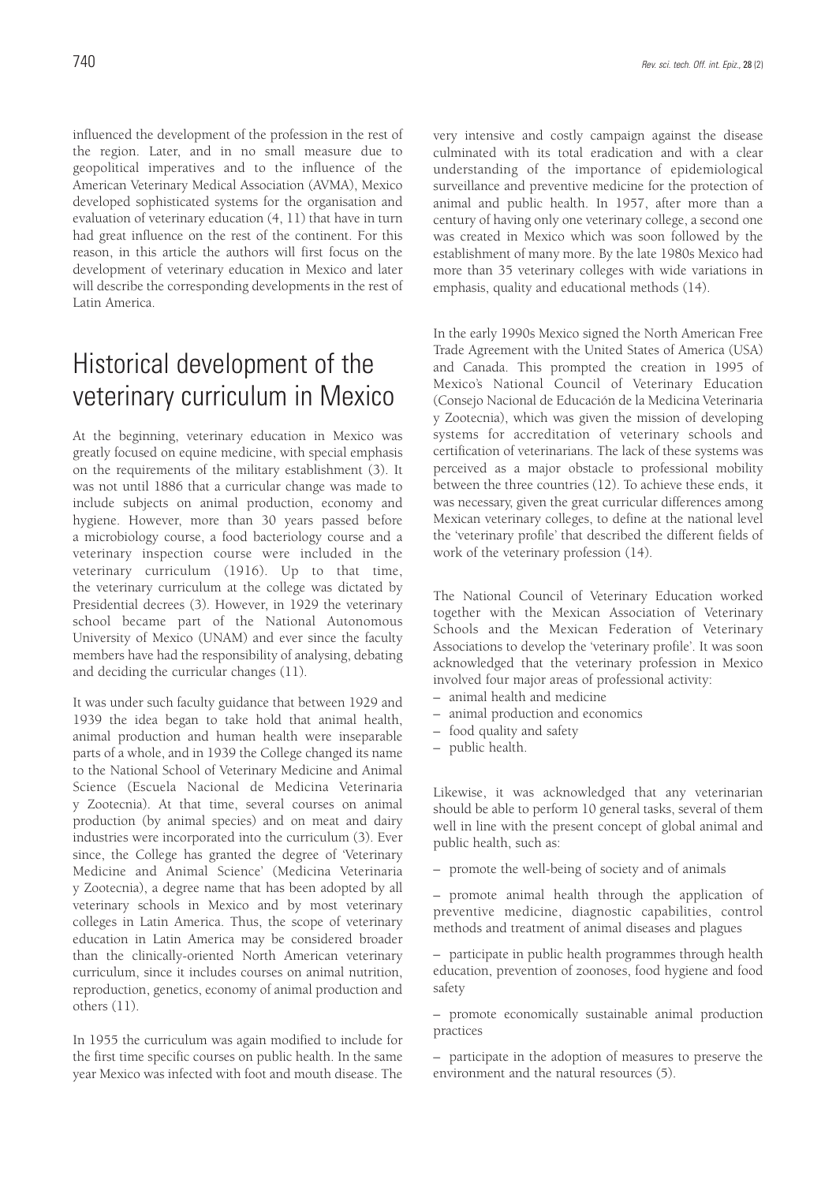influenced the development of the profession in the rest of the region. Later, and in no small measure due to geopolitical imperatives and to the influence of the American Veterinary Medical Association (AVMA), Mexico developed sophisticated systems for the organisation and evaluation of veterinary education (4, 11) that have in turn had great influence on the rest of the continent. For this reason, in this article the authors will first focus on the development of veterinary education in Mexico and later will describe the corresponding developments in the rest of Latin America.

# Historical development of the veterinary curriculum in Mexico

At the beginning, veterinary education in Mexico was greatly focused on equine medicine, with special emphasis on the requirements of the military establishment (3). It was not until 1886 that a curricular change was made to include subjects on animal production, economy and hygiene. However, more than 30 years passed before a microbiology course, a food bacteriology course and a veterinary inspection course were included in the veterinary curriculum (1916). Up to that time, the veterinary curriculum at the college was dictated by Presidential decrees (3). However, in 1929 the veterinary school became part of the National Autonomous University of Mexico (UNAM) and ever since the faculty members have had the responsibility of analysing, debating and deciding the curricular changes (11).

It was under such faculty guidance that between 1929 and 1939 the idea began to take hold that animal health, animal production and human health were inseparable parts of a whole, and in 1939 the College changed its name to the National School of Veterinary Medicine and Animal Science (Escuela Nacional de Medicina Veterinaria y Zootecnia). At that time, several courses on animal production (by animal species) and on meat and dairy industries were incorporated into the curriculum (3). Ever since, the College has granted the degree of 'Veterinary Medicine and Animal Science' (Medicina Veterinaria y Zootecnia), a degree name that has been adopted by all veterinary schools in Mexico and by most veterinary colleges in Latin America. Thus, the scope of veterinary education in Latin America may be considered broader than the clinically-oriented North American veterinary curriculum, since it includes courses on animal nutrition, reproduction, genetics, economy of animal production and others (11).

In 1955 the curriculum was again modified to include for the first time specific courses on public health. In the same year Mexico was infected with foot and mouth disease. The very intensive and costly campaign against the disease culminated with its total eradication and with a clear understanding of the importance of epidemiological surveillance and preventive medicine for the protection of animal and public health. In 1957, after more than a century of having only one veterinary college, a second one was created in Mexico which was soon followed by the establishment of many more. By the late 1980s Mexico had more than 35 veterinary colleges with wide variations in emphasis, quality and educational methods (14).

In the early 1990s Mexico signed the North American Free Trade Agreement with the United States of America (USA) and Canada. This prompted the creation in 1995 of Mexico's National Council of Veterinary Education (Consejo Nacional de Educación de la Medicina Veterinaria y Zootecnia), which was given the mission of developing systems for accreditation of veterinary schools and certification of veterinarians. The lack of these systems was perceived as a major obstacle to professional mobility between the three countries (12). To achieve these ends, it was necessary, given the great curricular differences among Mexican veterinary colleges, to define at the national level the 'veterinary profile' that described the different fields of work of the veterinary profession (14).

The National Council of Veterinary Education worked together with the Mexican Association of Veterinary Schools and the Mexican Federation of Veterinary Associations to develop the 'veterinary profile'. It was soon acknowledged that the veterinary profession in Mexico involved four major areas of professional activity:

– animal health and medicine
– animal production and economics
– food quality and safety
– public health.

Likewise, it was acknowledged that any veterinarian should be able to perform 10 general tasks, several of them well in line with the present concept of global animal and public health, such as:

– promote the well-being of society and of animals

– promote animal health through the application of preventive medicine, diagnostic capabilities, control methods and treatment of animal diseases and plagues

– participate in public health programmes through health education, prevention of zoonoses, food hygiene and food safety

– promote economically sustainable animal production practices

– participate in the adoption of measures to preserve the environment and the natural resources (5).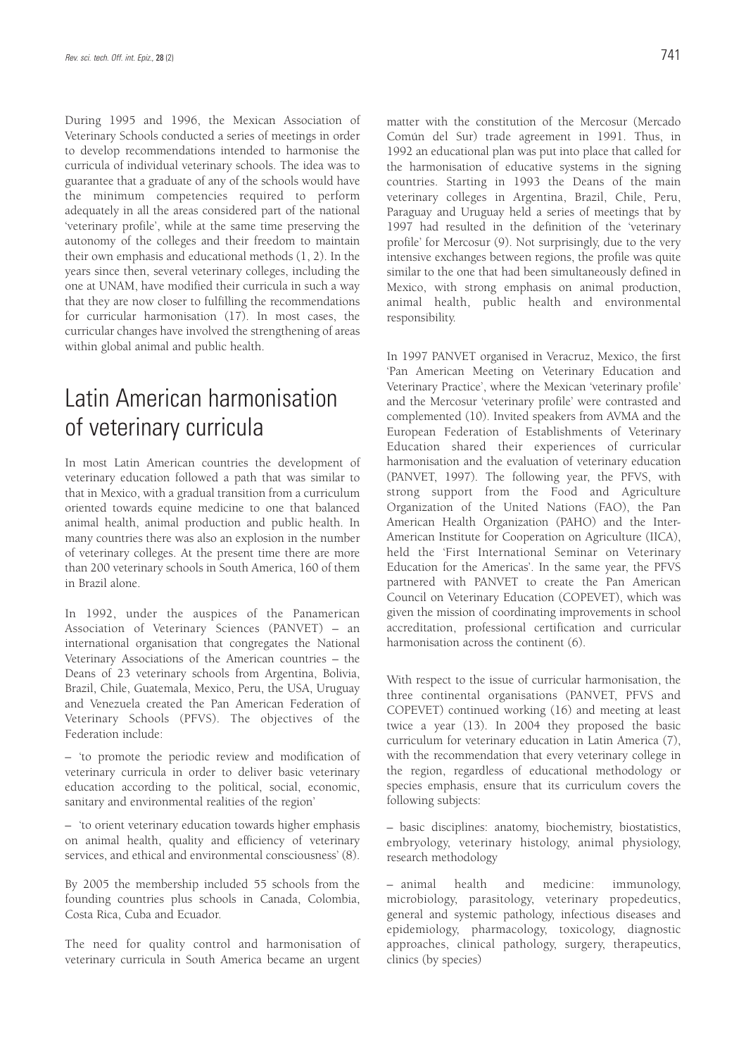During 1995 and 1996, the Mexican Association of Veterinary Schools conducted a series of meetings in order to develop recommendations intended to harmonise the curricula of individual veterinary schools. The idea was to guarantee that a graduate of any of the schools would have the minimum competencies required to perform adequately in all the areas considered part of the national 'veterinary profile', while at the same time preserving the autonomy of the colleges and their freedom to maintain their own emphasis and educational methods (1, 2). In the years since then, several veterinary colleges, including the one at UNAM, have modified their curricula in such a way that they are now closer to fulfilling the recommendations for curricular harmonisation (17). In most cases, the curricular changes have involved the strengthening of areas within global animal and public health.

## Latin American harmonisation of veterinary curricula

In most Latin American countries the development of veterinary education followed a path that was similar to that in Mexico, with a gradual transition from a curriculum oriented towards equine medicine to one that balanced animal health, animal production and public health. In many countries there was also an explosion in the number of veterinary colleges. At the present time there are more than 200 veterinary schools in South America, 160 of them in Brazil alone.

In 1992, under the auspices of the Panamerican Association of Veterinary Sciences (PANVET) – an international organisation that congregates the National Veterinary Associations of the American countries – the Deans of 23 veterinary schools from Argentina, Bolivia, Brazil, Chile, Guatemala, Mexico, Peru, the USA, Uruguay and Venezuela created the Pan American Federation of Veterinary Schools (PFVS). The objectives of the Federation include:

– 'to promote the periodic review and modification of veterinary curricula in order to deliver basic veterinary education according to the political, social, economic, sanitary and environmental realities of the region'

– 'to orient veterinary education towards higher emphasis on animal health, quality and efficiency of veterinary services, and ethical and environmental consciousness' (8).

By 2005 the membership included 55 schools from the founding countries plus schools in Canada, Colombia, Costa Rica, Cuba and Ecuador.

The need for quality control and harmonisation of veterinary curricula in South America became an urgent matter with the constitution of the Mercosur (Mercado Común del Sur) trade agreement in 1991. Thus, in 1992 an educational plan was put into place that called for the harmonisation of educative systems in the signing countries. Starting in 1993 the Deans of the main veterinary colleges in Argentina, Brazil, Chile, Peru, Paraguay and Uruguay held a series of meetings that by 1997 had resulted in the definition of the 'veterinary profile' for Mercosur (9). Not surprisingly, due to the very intensive exchanges between regions, the profile was quite similar to the one that had been simultaneously defined in Mexico, with strong emphasis on animal production, animal health, public health and environmental responsibility.

In 1997 PANVET organised in Veracruz, Mexico, the first 'Pan American Meeting on Veterinary Education and Veterinary Practice', where the Mexican 'veterinary profile' and the Mercosur 'veterinary profile' were contrasted and complemented (10). Invited speakers from AVMA and the European Federation of Establishments of Veterinary Education shared their experiences of curricular harmonisation and the evaluation of veterinary education (PANVET, 1997). The following year, the PFVS, with strong support from the Food and Agriculture Organization of the United Nations (FAO), the Pan American Health Organization (PAHO) and the Inter-American Institute for Cooperation on Agriculture (IICA), held the 'First International Seminar on Veterinary Education for the Americas'. In the same year, the PFVS partnered with PANVET to create the Pan American Council on Veterinary Education (COPEVET), which was given the mission of coordinating improvements in school accreditation, professional certification and curricular harmonisation across the continent (6).

With respect to the issue of curricular harmonisation, the three continental organisations (PANVET, PFVS and COPEVET) continued working (16) and meeting at least twice a year (13). In 2004 they proposed the basic curriculum for veterinary education in Latin America (7), with the recommendation that every veterinary college in the region, regardless of educational methodology or species emphasis, ensure that its curriculum covers the following subjects:

– basic disciplines: anatomy, biochemistry, biostatistics, embryology, veterinary histology, animal physiology, research methodology

– animal health and medicine: immunology, microbiology, parasitology, veterinary propedeutics, general and systemic pathology, infectious diseases and epidemiology, pharmacology, toxicology, diagnostic approaches, clinical pathology, surgery, therapeutics, clinics (by species)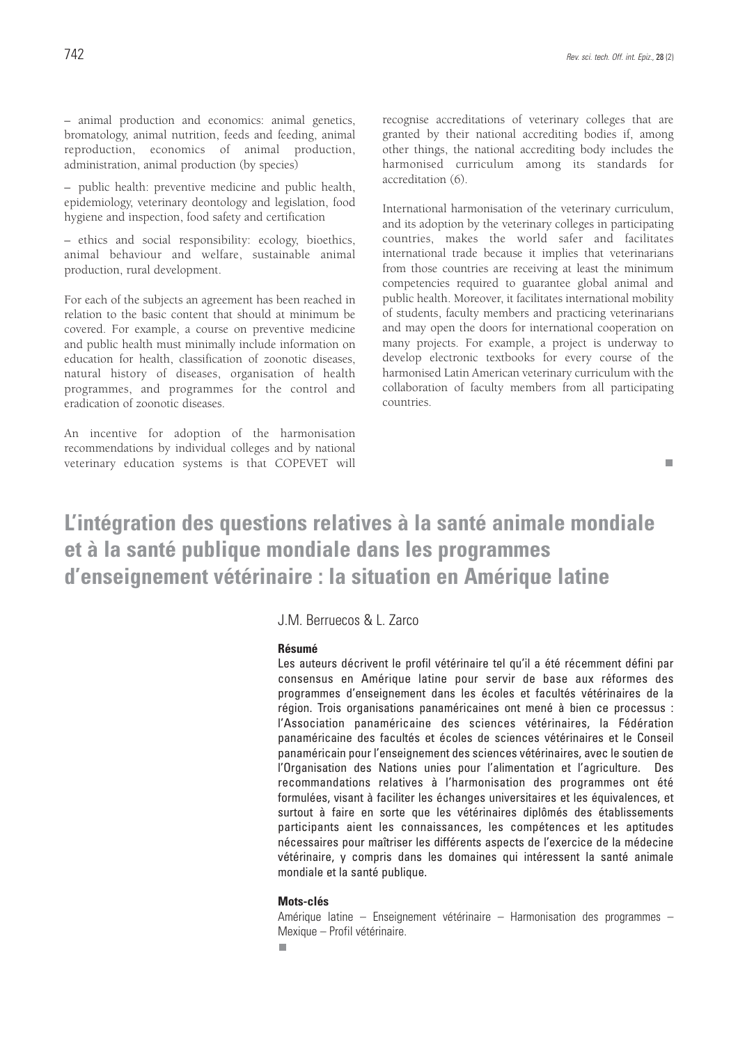– animal production and economics: animal genetics, bromatology, animal nutrition, feeds and feeding, animal reproduction, economics of animal production, administration, animal production (by species)

– public health: preventive medicine and public health, epidemiology, veterinary deontology and legislation, food hygiene and inspection, food safety and certification

– ethics and social responsibility: ecology, bioethics, animal behaviour and welfare, sustainable animal production, rural development.

For each of the subjects an agreement has been reached in relation to the basic content that should at minimum be covered. For example, a course on preventive medicine and public health must minimally include information on education for health, classification of zoonotic diseases, natural history of diseases, organisation of health programmes, and programmes for the control and eradication of zoonotic diseases.

An incentive for adoption of the harmonisation recommendations by individual colleges and by national veterinary education systems is that COPEVET will recognise accreditations of veterinary colleges that are granted by their national accrediting bodies if, among other things, the national accrediting body includes the harmonised curriculum among its standards for accreditation (6).

International harmonisation of the veterinary curriculum, and its adoption by the veterinary colleges in participating countries, makes the world safer and facilitates international trade because it implies that veterinarians from those countries are receiving at least the minimum competencies required to guarantee global animal and public health. Moreover, it facilitates international mobility of students, faculty members and practicing veterinarians and may open the doors for international cooperation on many projects. For example, a project is underway to develop electronic textbooks for every course of the harmonised Latin American veterinary curriculum with the collaboration of faculty members from all participating countries.

# L'intégration des questions relatives à la santé animale mondiale et à la santé publique mondiale dans les programmes d'enseignement vétérinaire : la situation en Amérique latine

J.M. Berruecos & L. Zarco

### Résumé

Les auteurs décrivent le profil vétérinaire tel qu'il a été récemment défini par consensus en Amérique latine pour servir de base aux réformes des programmes d'enseignement dans les écoles et facultés vétérinaires de la région. Trois organisations panaméricaines ont mené à bien ce processus : l'Association panaméricaine des sciences vétérinaires, la Fédération panaméricaine des facultés et écoles de sciences vétérinaires et le Conseil panaméricain pour l'enseignement des sciences vétérinaires, avec le soutien de l'Organisation des Nations unies pour l'alimentation et l'agriculture. Des recommandations relatives à l'harmonisation des programmes ont été formulées, visant à faciliter les échanges universitaires et les équivalences, et surtout à faire en sorte que les vétérinaires diplômés des établissements participants aient les connaissances, les compétences et les aptitudes nécessaires pour maîtriser les différents aspects de l'exercice de la médecine vétérinaire, y compris dans les domaines qui intéressent la santé animale mondiale et la santé publique.

### Mots-clés

Amérique latine – Enseignement vétérinaire – Harmonisation des programmes – Mexique – Profil vétérinaire.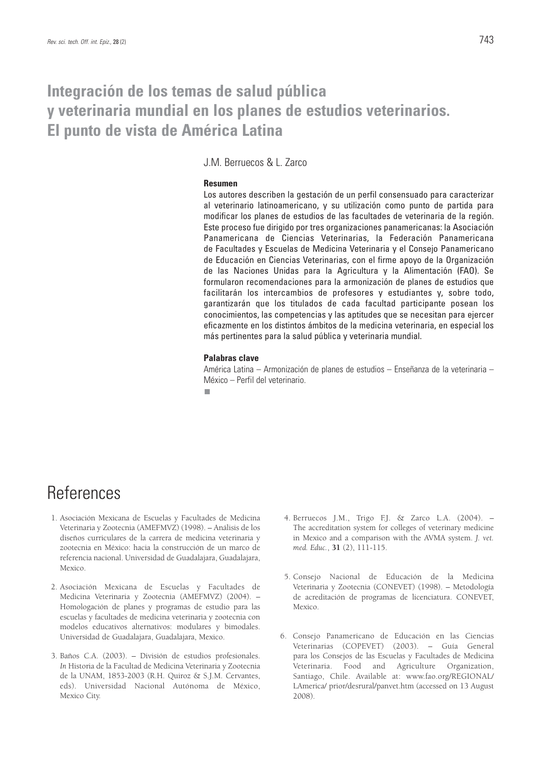# Integración de los temas de salud pública y veterinaria mundial en los planes de estudios veterinarios. El punto de vista de América Latina

J.M. Berruecos & L. Zarco

### Resumen

Los autores describen la gestación de un perfil consensuado para caracterizar al veterinario latinoamericano, y su utilización como punto de partida para modificar los planes de estudios de las facultades de veterinaria de la región. Este proceso fue dirigido por tres organizaciones panamericanas: la Asociación Panamericana de Ciencias Veterinarias, la Federación Panamericana de Facultades y Escuelas de Medicina Veterinaria y el Consejo Panamericano de Educación en Ciencias Veterinarias, con el firme apoyo de la Organización de las Naciones Unidas para la Agricultura y la Alimentación (FAO). Se formularon recomendaciones para la armonización de planes de estudios que facilitarán los intercambios de profesores y estudiantes y, sobre todo, garantizarán que los titulados de cada facultad participante posean los conocimientos, las competencias y las aptitudes que se necesitan para ejercer eficazmente en los distintos ámbitos de la medicina veterinaria, en especial los más pertinentes para la salud pública y veterinaria mundial.

### Palabras clave

América Latina – Armonización de planes de estudios – Enseñanza de la veterinaria – México – Perfil del veterinario.

## References

1. Asociación Mexicana de Escuelas y Facultades de Medicina Veterinaria y Zootecnia (AMEFMVZ) (1998). – Análisis de los diseños curriculares de la carrera de medicina veterinaria y zootecnia en México: hacia la construcción de un marco de referencia nacional. Universidad de Guadalajara, Guadalajara, Mexico.

2. Asociación Mexicana de Escuelas y Facultades de Medicina Veterinaria y Zootecnia (AMEFMVZ) (2004). – Homologación de planes y programas de estudio para las escuelas y facultades de medicina veterinaria y zootecnia con modelos educativos alternativos: modulares y bimodales. Universidad de Guadalajara, Guadalajara, Mexico.

3. Baños C.A. (2003). – División de estudios profesionales. *In* Historia de la Facultad de Medicina Veterinaria y Zootecnia de la UNAM, 1853-2003 (R.H. Quiroz & S.J.M. Cervantes, eds). Universidad Nacional Autónoma de México, Mexico City.

4. Berruecos J.M., Trigo F.J. & Zarco L.A. (2004). – The accreditation system for colleges of veterinary medicine in Mexico and a comparison with the AVMA system. *J. vet. med. Educ.*, **31** (2), 111-115.

5. Consejo Nacional de Educación de la Medicina Veterinaria y Zootecnia (CONEVET) (1998). – Metodología de acreditación de programas de licenciatura. CONEVET, Mexico.

6. Consejo Panamericano de Educación en las Ciencias Veterinarias (COPEVET) (2003). – Guía General para los Consejos de las Escuelas y Facultades de Medicina Veterinaria. Food and Agriculture Organization, Santiago, Chile. Available at: www.fao.org/REGIONAL/LAmerica/ prior/desrural/panvet.htm (accessed on 13 August 2008).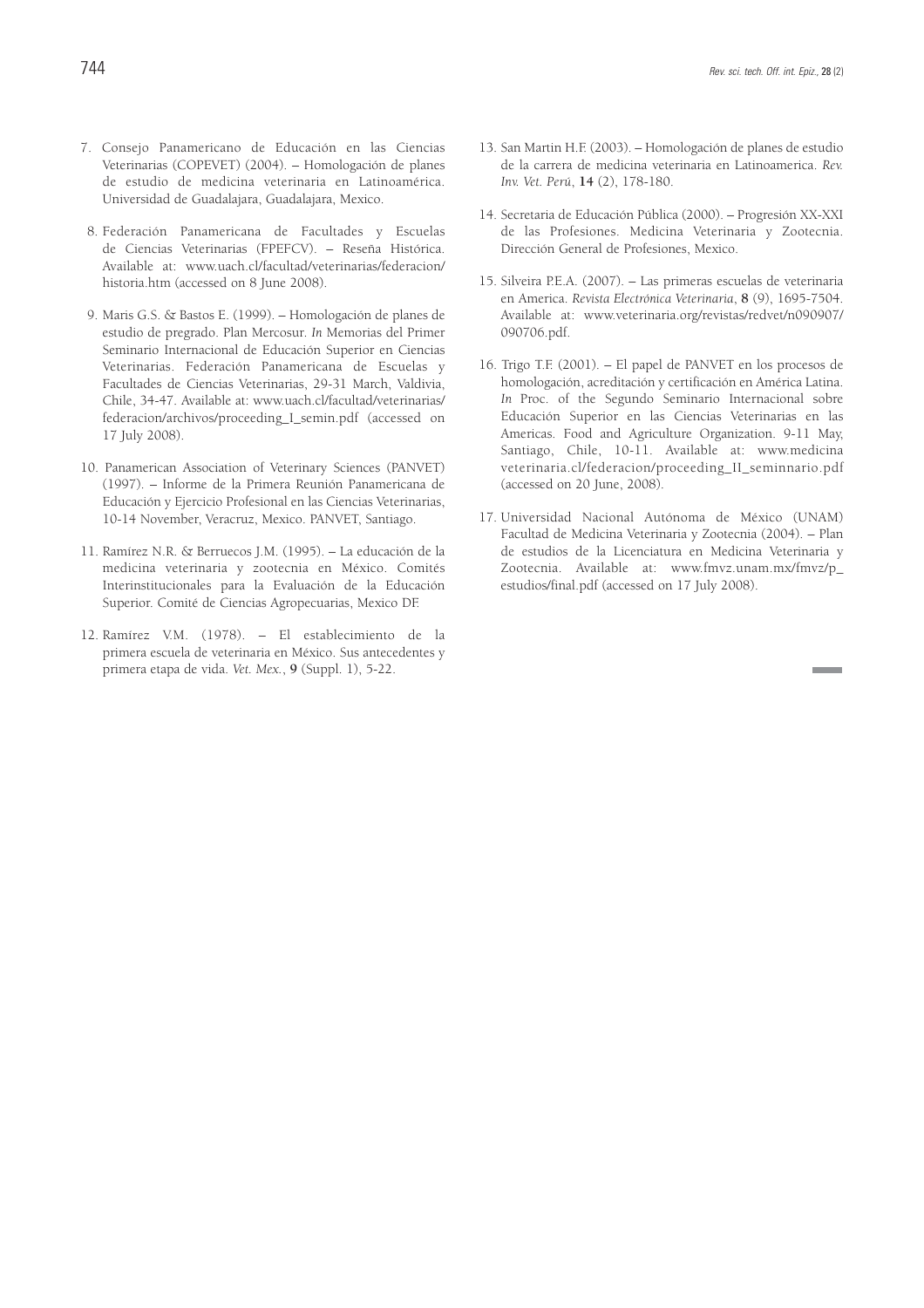7. Consejo Panamericano de Educación en las Ciencias Veterinarias (COPEVET) (2004). – Homologación de planes de estudio de medicina veterinaria en Latinoamérica. Universidad de Guadalajara, Guadalajara, Mexico.

8. Federación Panamericana de Facultades y Escuelas de Ciencias Veterinarias (FPEFCV). – Reseña Histórica. Available at: www.uach.cl/facultad/veterinarias/federacion/historia.htm (accessed on 8 June 2008).

9. Maris G.S. & Bastos E. (1999). – Homologación de planes de estudio de pregrado. Plan Mercosur. *In* Memorias del Primer Seminario Internacional de Educación Superior en Ciencias Veterinarias. Federación Panamericana de Escuelas y Facultades de Ciencias Veterinarias, 29-31 March, Valdivia, Chile, 34-47. Available at: www.uach.cl/facultad/veterinarias/federacion/archivos/proceeding_I_semin.pdf (accessed on 17 July 2008).

10. Panamerican Association of Veterinary Sciences (PANVET) (1997). – Informe de la Primera Reunión Panamericana de Educación y Ejercicio Profesional en las Ciencias Veterinarias, 10-14 November, Veracruz, Mexico. PANVET, Santiago.

11. Ramírez N.R. & Berruecos J.M. (1995). – La educación de la medicina veterinaria y zootecnia en México. Comités Interinstitucionales para la Evaluación de la Educación Superior. Comité de Ciencias Agropecuarias, Mexico DF.

12. Ramírez V.M. (1978). – El establecimiento de la primera escuela de veterinaria en México. Sus antecedentes y primera etapa de vida. *Vet. Mex.*, **9** (Suppl. 1), 5-22.

13. San Martin H.F. (2003). – Homologación de planes de estudio de la carrera de medicina veterinaria en Latinoamerica. *Rev. Inv. Vet. Perú*, **14** (2), 178-180.

14. Secretaria de Educación Pública (2000). – Progresión XX-XXI de las Profesiones. Medicina Veterinaria y Zootecnia. Dirección General de Profesiones, Mexico.

15. Silveira P.E.A. (2007). – Las primeras escuelas de veterinaria en America. *Revista Electrónica Veterinaria*, **8** (9), 1695-7504. Available at: www.veterinaria.org/revistas/redvet/n090907/090706.pdf.

16. Trigo T.F. (2001). – El papel de PANVET en los procesos de homologación, acreditación y certificación en América Latina. *In* Proc. of the Segundo Seminario Internacional sobre Educación Superior en las Ciencias Veterinarias en las Americas. Food and Agriculture Organization. 9-11 May, Santiago, Chile, 10-11. Available at: www.medicinaveterinaria.cl/federacion/proceeding_II_seminnario.pdf (accessed on 20 June, 2008).

17. Universidad Nacional Autónoma de México (UNAM) Facultad de Medicina Veterinaria y Zootecnia (2004). – Plan de estudios de la Licenciatura en Medicina Veterinaria y Zootecnia. Available at: www.fmvz.unam.mx/fmvz/p_estudios/final.pdf (accessed on 17 July 2008).